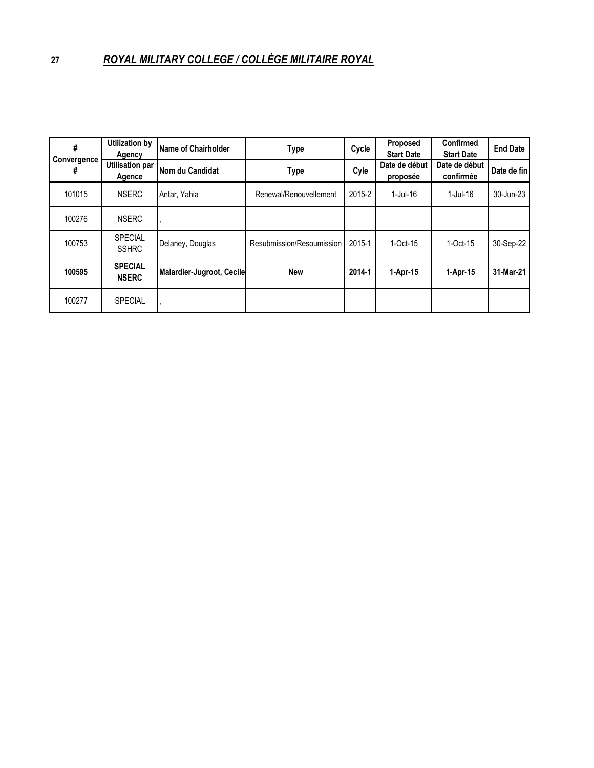## 27 *ROYAL MILITARY COLLEGE / COLLÈGE MILITAIRE ROYAL*

| # Convergence # | Utilization by Agency / Utilisation par Agence | Name of Chairholder / Nom du Candidat | Type / Type | Cycle / Cyle | Proposed Start Date / Date de début proposée | Confirmed Start Date / Date de début confirmée | End Date / Date de fin |
|---|---|---|---|---|---|---|---|
| 101015 | NSERC | Antar, Yahia | Renewal/Renouvellement | 2015-2 | 1-Jul-16 | 1-Jul-16 | 30-Jun-23 |
| 100276 | NSERC | , | | | | | |
| 100753 | SPECIAL SSHRC | Delaney, Douglas | Resubmission/Resoumission | 2015-1 | 1-Oct-15 | 1-Oct-15 | 30-Sep-22 |
| **100595** | **SPECIAL NSERC** | **Malardier-Jugroot, Cecile** | **New** | **2014-1** | **1-Apr-15** | **1-Apr-15** | **31-Mar-21** |
| 100277 | SPECIAL | , | | | | | |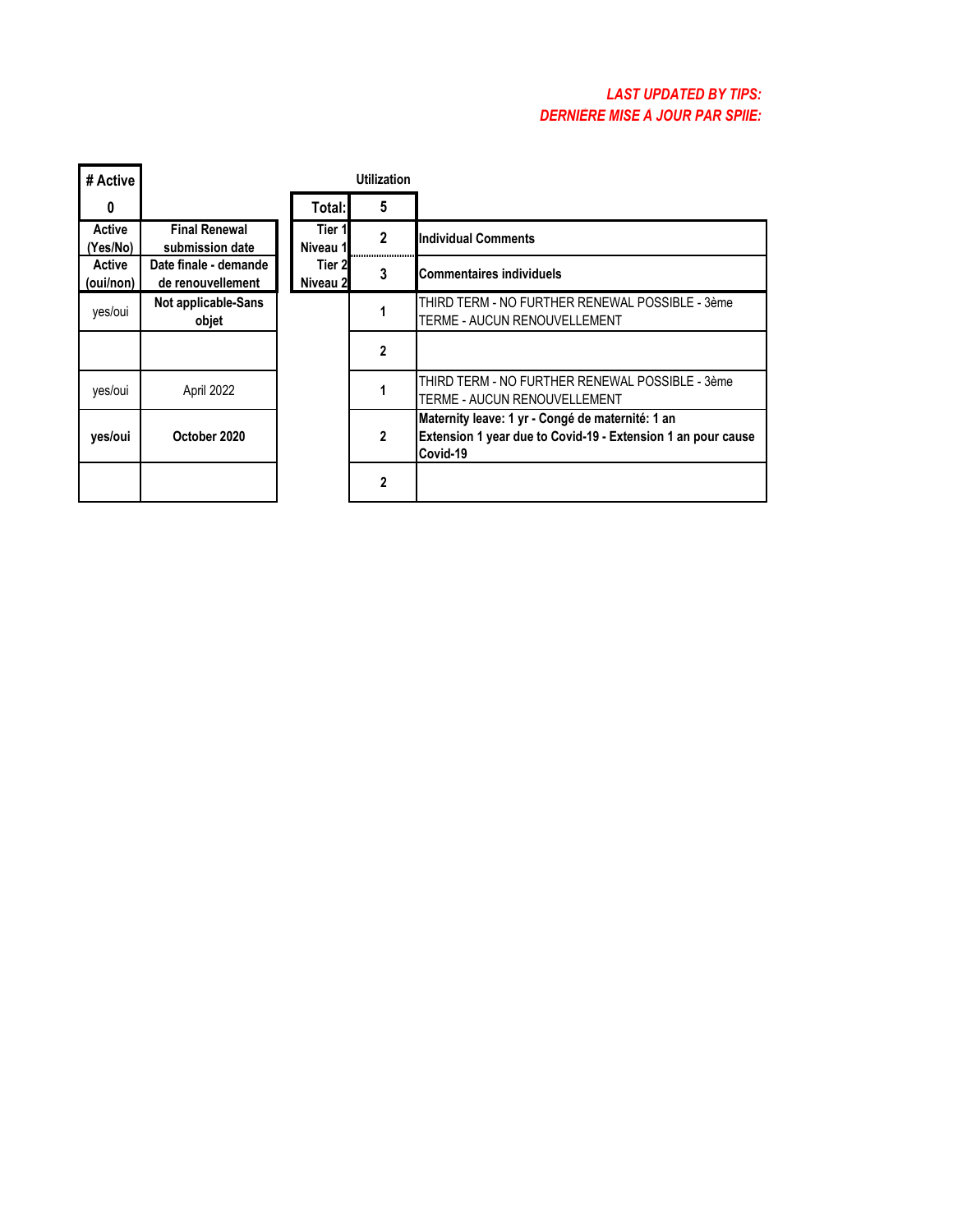***LAST UPDATED BY TIPS:***
***DERNIERE MISE A JOUR PAR SPIIE:***

| # Active | | | Utilization | |
|---|---|---|---|---|
| **0** | | **Total:** | **5** | |
| **Active (Yes/No)** | **Final Renewal submission date** | **Tier 1 Niveau 1** | **2** | **Individual Comments** |
| **Active (oui/non)** | **Date finale - demande de renouvellement** | **Tier 2 Niveau 2** | **3** | **Commentaires individuels** |
| yes/oui | **Not applicable-Sans objet** | | **1** | THIRD TERM - NO FURTHER RENEWAL POSSIBLE - 3ème TERME - AUCUN RENOUVELLEMENT |
| | | | **2** | |
| yes/oui | April 2022 | | **1** | THIRD TERM - NO FURTHER RENEWAL POSSIBLE - 3ème TERME - AUCUN RENOUVELLEMENT |
| **yes/oui** | **October 2020** | | **2** | **Maternity leave: 1 yr - Congé de maternité: 1 an Extension 1 year due to Covid-19 - Extension 1 an pour cause Covid-19** |
| | | | **2** | |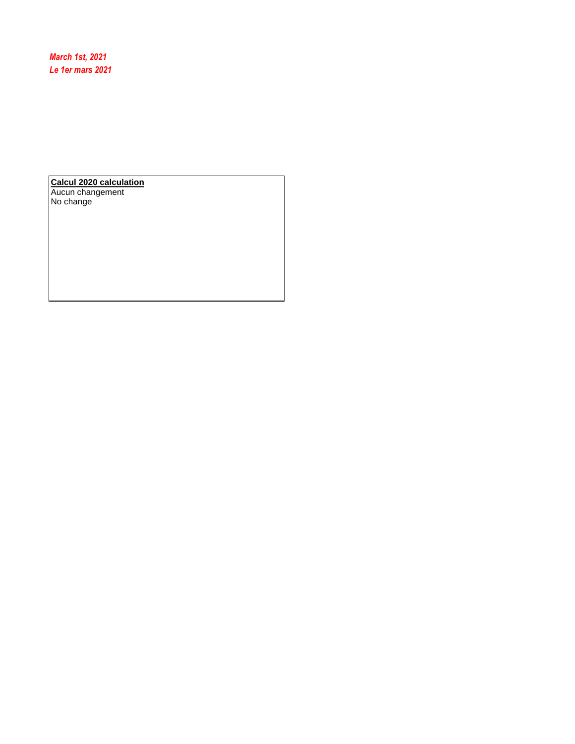*March 1st, 2021*
*Le 1er mars 2021*

**Calcul 2020 calculation**

Aucun changement
No change